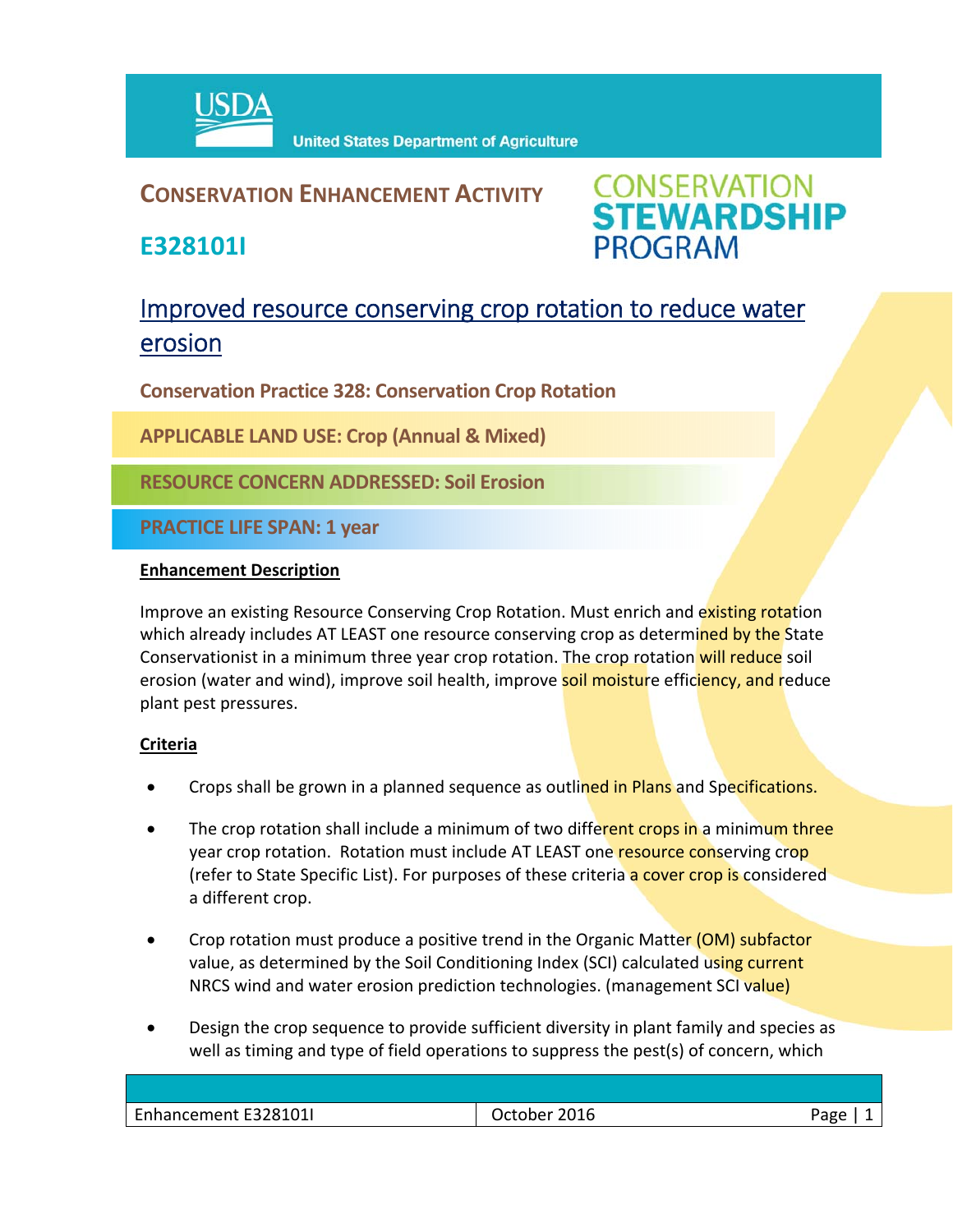USDA United States Department of Agriculture

# CONSERVATION ENHANCEMENT ACTIVITY

## E328101I

CONSERVATION STEWARDSHIP PROGRAM

## Improved resource conserving crop rotation to reduce water erosion

**Conservation Practice 328: Conservation Crop Rotation**

**APPLICABLE LAND USE: Crop (Annual & Mixed)**

**RESOURCE CONCERN ADDRESSED: Soil Erosion**

**PRACTICE LIFE SPAN: 1 year**

### Enhancement Description

Improve an existing Resource Conserving Crop Rotation. Must enrich and existing rotation which already includes AT LEAST one resource conserving crop as determined by the State Conservationist in a minimum three year crop rotation. The crop rotation will reduce soil erosion (water and wind), improve soil health, improve soil moisture efficiency, and reduce plant pest pressures.

### Criteria

- Crops shall be grown in a planned sequence as outlined in Plans and Specifications.
- The crop rotation shall include a minimum of two different crops in a minimum three year crop rotation. Rotation must include AT LEAST one resource conserving crop (refer to State Specific List). For purposes of these criteria a cover crop is considered a different crop.
- Crop rotation must produce a positive trend in the Organic Matter (OM) subfactor value, as determined by the Soil Conditioning Index (SCI) calculated using current NRCS wind and water erosion prediction technologies. (management SCI value)
- Design the crop sequence to provide sufficient diversity in plant family and species as well as timing and type of field operations to suppress the pest(s) of concern, which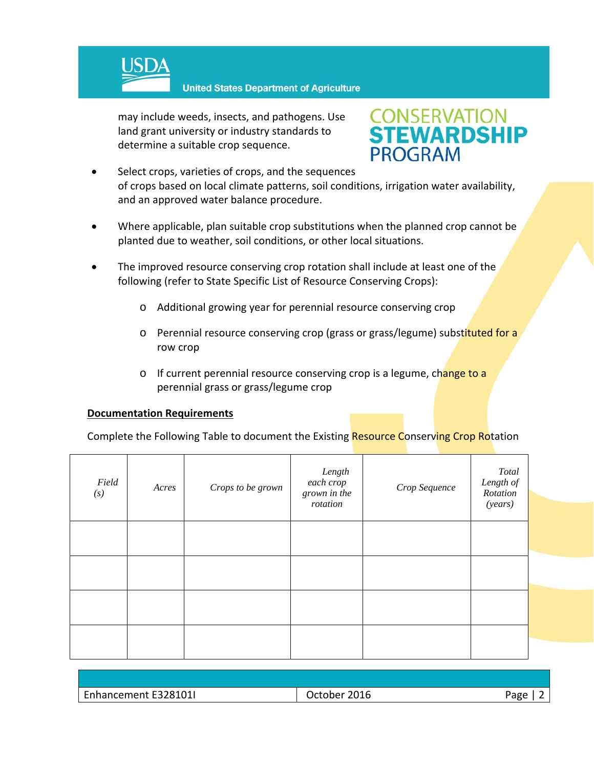may include weeds, insects, and pathogens. Use land grant university or industry standards to determine a suitable crop sequence.

- Select crops, varieties of crops, and the sequences of crops based on local climate patterns, soil conditions, irrigation water availability, and an approved water balance procedure.

- Where applicable, plan suitable crop substitutions when the planned crop cannot be planted due to weather, soil conditions, or other local situations.

- The improved resource conserving crop rotation shall include at least one of the following (refer to State Specific List of Resource Conserving Crops):

  - Additional growing year for perennial resource conserving crop
  - Perennial resource conserving crop (grass or grass/legume) substituted for a row crop
  - If current perennial resource conserving crop is a legume, change to a perennial grass or grass/legume crop

**Documentation Requirements**

Complete the Following Table to document the Existing Resource Conserving Crop Rotation

| *Field (s)* | *Acres* | *Crops to be grown* | *Length each crop grown in the rotation* | *Crop Sequence* | *Total Length of Rotation (years)* |
|---|---|---|---|---|---|
| | | | | | |
| | | | | | |
| | | | | | |
| | | | | | |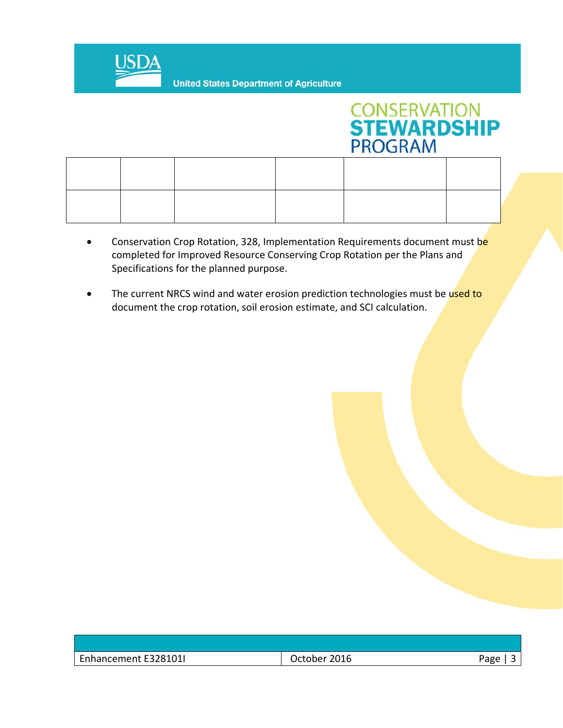| | | | | | |
|---|---|---|---|---|---|
| | | | | | |

- Conservation Crop Rotation, 328, Implementation Requirements document must be completed for Improved Resource Conserving Crop Rotation per the Plans and Specifications for the planned purpose.
- The current NRCS wind and water erosion prediction technologies must be used to document the crop rotation, soil erosion estimate, and SCI calculation.